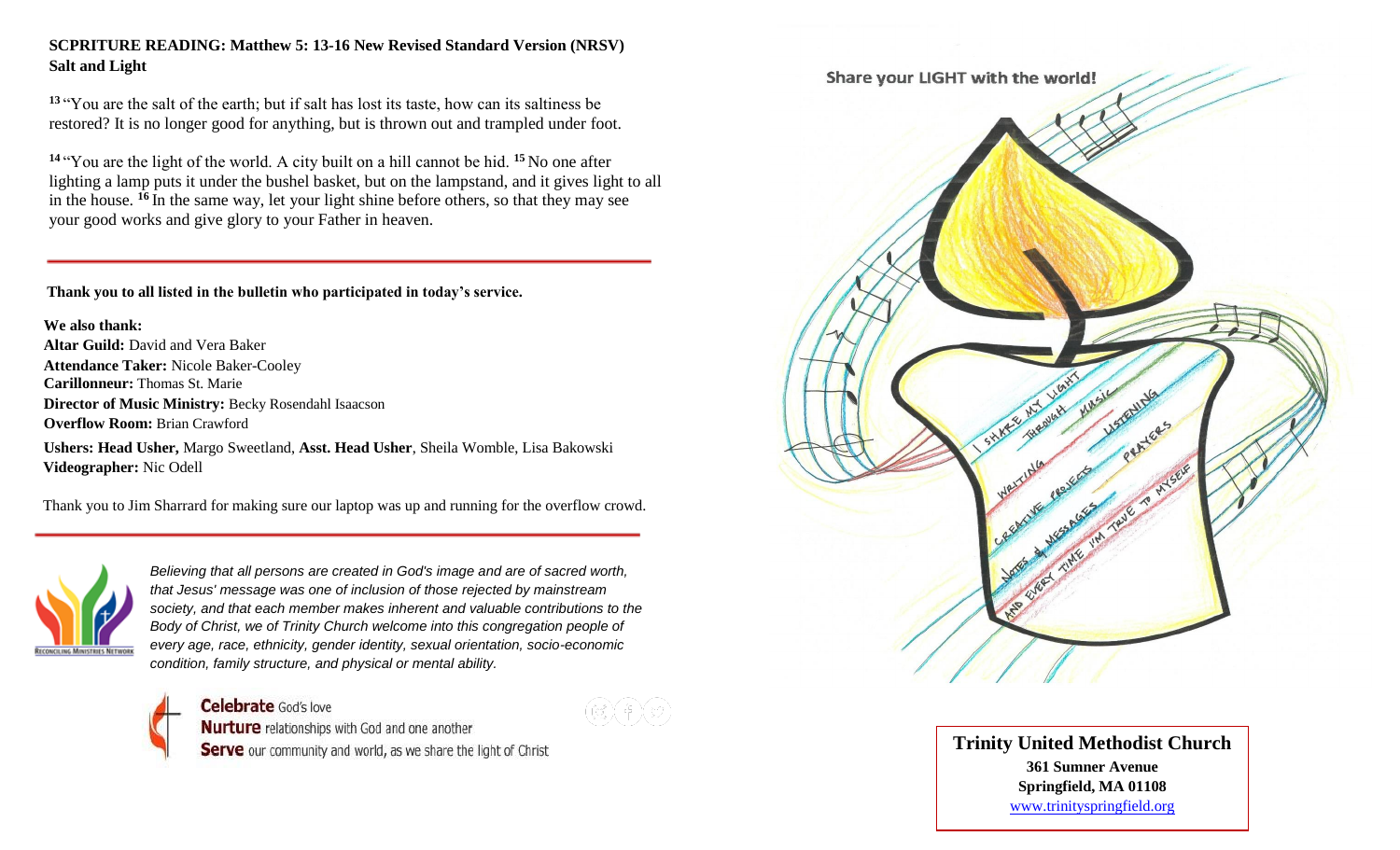**SCPRITURE READING: Matthew 5: 13-16 New Revised Standard Version (NRSV)**
**Salt and Light**

[13] "You are the salt of the earth; but if salt has lost its taste, how can its saltiness be restored? It is no longer good for anything, but is thrown out and trampled under foot.

[14] "You are the light of the world. A city built on a hill cannot be hid. [15] No one after lighting a lamp puts it under the bushel basket, but on the lampstand, and it gives light to all in the house. [16] In the same way, let your light shine before others, so that they may see your good works and give glory to your Father in heaven.

---

**Thank you to all listed in the bulletin who participated in today's service.**

**We also thank:**
**Altar Guild:** David and Vera Baker
**Attendance Taker:** Nicole Baker-Cooley
**Carillonneur:** Thomas St. Marie
**Director of Music Ministry:** Becky Rosendahl Isaacson
**Overflow Room:** Brian Crawford

**Ushers: Head Usher,** Margo Sweetland, **Asst. Head Usher**, Sheila Womble, Lisa Bakowski
**Videographer:** Nic Odell

Thank you to Jim Sharrard for making sure our laptop was up and running for the overflow crowd.

---

RECONCILING MINISTRIES NETWORK

*Believing that all persons are created in God's image and are of sacred worth, that Jesus' message was one of inclusion of those rejected by mainstream society, and that each member makes inherent and valuable contributions to the Body of Christ, we of Trinity Church welcome into this congregation people of every age, race, ethnicity, gender identity, sexual orientation, socio-economic condition, family structure, and physical or mental ability.*

**Celebrate** God's love
**Nurture** relationships with God and one another
**Serve** our community and world, as we share the light of Christ

Share your LIGHT with the world!

I SHARE MY LIGHT THROUGH MUSIC LISTENING WRITING CREATIVE PROJECTS PRAYERS NOTES & MESSAGES AND EVERY TIME I'M TRUE TO MYSELF

**Trinity United Methodist Church**
**361 Sumner Avenue**
**Springfield, MA 01108**
www.trinityspringfield.org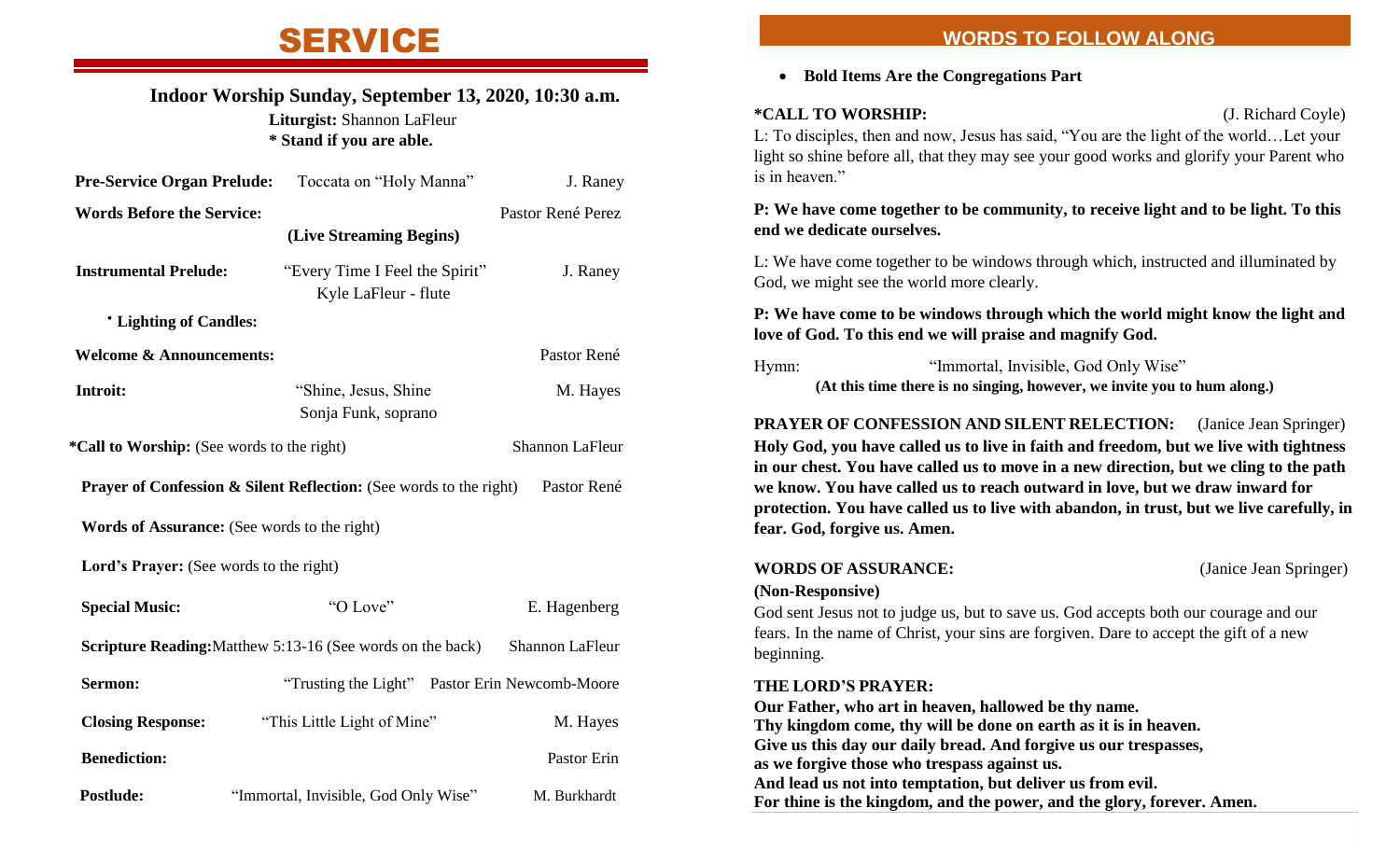# SERVICE

## Indoor Worship Sunday, September 13, 2020, 10:30 a.m.

**Liturgist:** Shannon LaFleur

**\* Stand if you are able.**

| | | |
|---|---|---|
| **Pre-Service Organ Prelude:** | Toccata on "Holy Manna" | J. Raney |
| **Words Before the Service:** | | Pastor René Perez |
| | **(Live Streaming Begins)** | |
| **Instrumental Prelude:** | "Every Time I Feel the Spirit" Kyle LaFleur - flute | J. Raney |
| **· Lighting of Candles:** | | |
| **Welcome & Announcements:** | | Pastor René |
| **Introit:** | "Shine, Jesus, Shine Sonja Funk, soprano | M. Hayes |
| **\*Call to Worship:** (See words to the right) | | Shannon LaFleur |
| **Prayer of Confession & Silent Reflection:** (See words to the right) | | Pastor René |
| **Words of Assurance:** (See words to the right) | | |
| **Lord's Prayer:** (See words to the right) | | |
| **Special Music:** | "O Love" | E. Hagenberg |
| **Scripture Reading:** Matthew 5:13-16 (See words on the back) | | Shannon LaFleur |
| **Sermon:** | "Trusting the Light" | Pastor Erin Newcomb-Moore |
| **Closing Response:** | "This Little Light of Mine" | M. Hayes |
| **Benediction:** | | Pastor Erin |
| **Postlude:** | "Immortal, Invisible, God Only Wise" | M. Burkhardt |

## WORDS TO FOLLOW ALONG

- **Bold Items Are the Congregations Part**

**\*CALL TO WORSHIP:** (J. Richard Coyle)

L: To disciples, then and now, Jesus has said, "You are the light of the world…Let your light so shine before all, that they may see your good works and glorify your Parent who is in heaven."

**P: We have come together to be community, to receive light and to be light. To this end we dedicate ourselves.**

L: We have come together to be windows through which, instructed and illuminated by God, we might see the world more clearly.

**P: We have come to be windows through which the world might know the light and love of God. To this end we will praise and magnify God.**

Hymn: "Immortal, Invisible, God Only Wise"

**(At this time there is no singing, however, we invite you to hum along.)**

**PRAYER OF CONFESSION AND SILENT RELECTION:** (Janice Jean Springer)

**Holy God, you have called us to live in faith and freedom, but we live with tightness in our chest. You have called us to move in a new direction, but we cling to the path we know. You have called us to reach outward in love, but we draw inward for protection. You have called us to live with abandon, in trust, but we live carefully, in fear. God, forgive us. Amen.**

**WORDS OF ASSURANCE:** (Janice Jean Springer)

**(Non-Responsive)**

God sent Jesus not to judge us, but to save us. God accepts both our courage and our fears. In the name of Christ, your sins are forgiven. Dare to accept the gift of a new beginning.

**THE LORD'S PRAYER:**

**Our Father, who art in heaven, hallowed be thy name.**
**Thy kingdom come, thy will be done on earth as it is in heaven.**
**Give us this day our daily bread. And forgive us our trespasses,**
**as we forgive those who trespass against us.**
**And lead us not into temptation, but deliver us from evil.**
**For thine is the kingdom, and the power, and the glory, forever. Amen.**